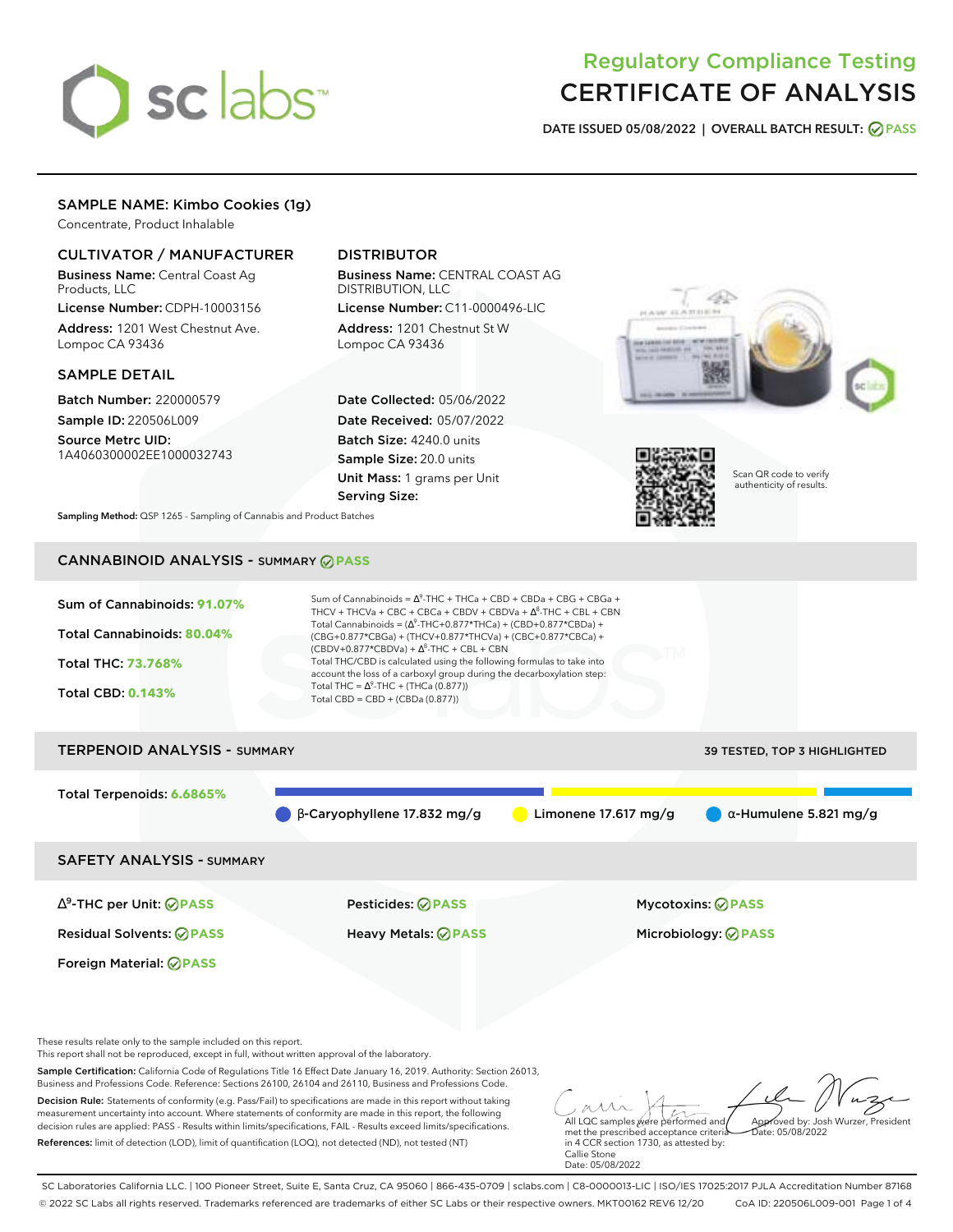# Regulatory Compliance Testing
# CERTIFICATE OF ANALYSIS

**DATE ISSUED 05/08/2022 | OVERALL BATCH RESULT: PASS**

## SAMPLE NAME: Kimbo Cookies (1g)

Concentrate, Product Inhalable

### CULTIVATOR / MANUFACTURER

**Business Name:** Central Coast Ag Products, LLC

**License Number:** CDPH-10003156

**Address:** 1201 West Chestnut Ave. Lompoc CA 93436

### DISTRIBUTOR

**Business Name:** CENTRAL COAST AG DISTRIBUTION, LLC

**License Number:** C11-0000496-LIC

**Address:** 1201 Chestnut St W Lompoc CA 93436

### SAMPLE DETAIL

**Batch Number:** 220000579

**Sample ID:** 220506L009

**Source Metrc UID:** 1A4060300002EE1000032743

**Date Collected:** 05/06/2022

**Date Received:** 05/07/2022

**Batch Size:** 4240.0 units

**Sample Size:** 20.0 units

**Unit Mass:** 1 grams per Unit

**Serving Size:**

Scan QR code to verify authenticity of results.

**Sampling Method:** QSP 1265 - Sampling of Cannabis and Product Batches

## CANNABINOID ANALYSIS - SUMMARY PASS

**Sum of Cannabinoids: 91.07%**

**Total Cannabinoids: 80.04%**

**Total THC: 73.768%**

**Total CBD: 0.143%**

Sum of Cannabinoids = $\Delta^9$-THC + THCa + CBD + CBDa + CBG + CBGa + THCV + THCVa + CBC + CBCa + CBDV + CBDVa + $\Delta^8$-THC + CBL + CBN

Total Cannabinoids = ($\Delta^9$-THC+0.877*THCa) + (CBD+0.877*CBDa) + (CBG+0.877*CBGa) + (THCV+0.877*THCVa) + (CBC+0.877*CBCa) + (CBDV+0.877*CBDVa) + $\Delta^8$-THC + CBL + CBN

Total THC/CBD is calculated using the following formulas to take into account the loss of a carboxyl group during the decarboxylation step:

Total THC = $\Delta^9$-THC + (THCa (0.877))

Total CBD = CBD + (CBDa (0.877))

## TERPENOID ANALYSIS - SUMMARY

39 TESTED, TOP 3 HIGHLIGHTED

**Total Terpenoids: 6.6865%**

- β-Caryophyllene 17.832 mg/g
- Limonene 17.617 mg/g
- α-Humulene 5.821 mg/g

## SAFETY ANALYSIS - SUMMARY

| | | |
|---|---|---|
| $\Delta^9$-THC per Unit: PASS | Pesticides: PASS | Mycotoxins: PASS |
| Residual Solvents: PASS | Heavy Metals: PASS | Microbiology: PASS |
| Foreign Material: PASS | | |

These results relate only to the sample included on this report.
This report shall not be reproduced, except in full, without written approval of the laboratory.

**Sample Certification:** California Code of Regulations Title 16 Effect Date January 16, 2019. Authority: Section 26013, Business and Professions Code. Reference: Sections 26100, 26104 and 26110, Business and Professions Code.

**Decision Rule:** Statements of conformity (e.g. Pass/Fail) to specifications are made in this report without taking measurement uncertainty into account. Where statements of conformity are made in this report, the following decision rules are applied: PASS - Results within limits/specifications, FAIL - Results exceed limits/specifications.

**References:** limit of detection (LOD), limit of quantification (LOQ), not detected (ND), not tested (NT)

All LQC samples were performed and met the prescribed acceptance criteria in 4 CCR section 1730, as attested by: Callie Stone
Date: 05/08/2022

Approved by: Josh Wurzer, President
Date: 05/08/2022

SC Laboratories California LLC. | 100 Pioneer Street, Suite E, Santa Cruz, CA 95060 | 866-435-0709 | sclabs.com | C8-0000013-LIC | ISO/IES 17025:2017 PJLA Accreditation Number 87168
© 2022 SC Labs all rights reserved. Trademarks referenced are trademarks of either SC Labs or their respective owners. MKT00162 REV6 12/20 CoA ID: 220506L009-001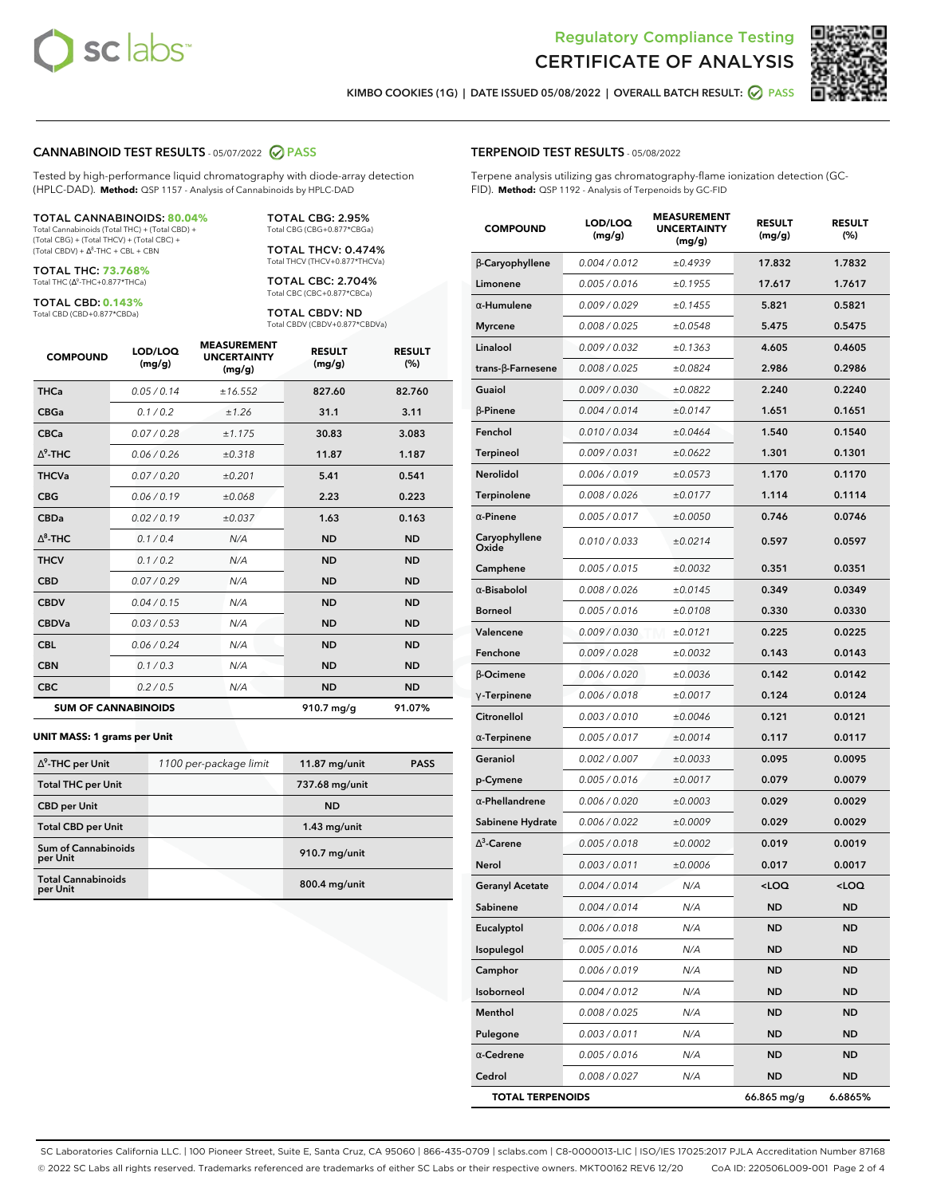Regulatory Compliance Testing
# CERTIFICATE OF ANALYSIS

KIMBO COOKIES (1G) | DATE ISSUED 05/08/2022 | OVERALL BATCH RESULT: PASS

## CANNABINOID TEST RESULTS - 05/07/2022 PASS

Tested by high-performance liquid chromatography with diode-array detection (HPLC-DAD). **Method:** QSP 1157 - Analysis of Cannabinoids by HPLC-DAD

**TOTAL CANNABINOIDS: 80.04%**
Total Cannabinoids (Total THC) + (Total CBD) + (Total CBG) + (Total THCV) + (Total CBC) + (Total CBDV) + $\Delta^8$-THC + CBL + CBN

**TOTAL THC: 73.768%**
Total THC ($\Delta^9$-THC+0.877*THCa)

**TOTAL CBD: 0.143%**
Total CBD (CBD+0.877*CBDa)

**TOTAL CBG: 2.95%**
Total CBG (CBG+0.877*CBGa)

**TOTAL THCV: 0.474%**
Total THCV (THCV+0.877*THCVa)

**TOTAL CBC: 2.704%**
Total CBC (CBC+0.877*CBCa)

**TOTAL CBDV: ND**
Total CBDV (CBDV+0.877*CBDVa)

| COMPOUND | LOD/LOQ (mg/g) | MEASUREMENT UNCERTAINTY (mg/g) | RESULT (mg/g) | RESULT (%) |
|---|---|---|---|---|
| THCa | 0.05 / 0.14 | ±16.552 | 827.60 | 82.760 |
| CBGa | 0.1 / 0.2 | ±1.26 | 31.1 | 3.11 |
| CBCa | 0.07 / 0.28 | ±1.175 | 30.83 | 3.083 |
| $\Delta^9$-THC | 0.06 / 0.26 | ±0.318 | 11.87 | 1.187 |
| THCVa | 0.07 / 0.20 | ±0.201 | 5.41 | 0.541 |
| CBG | 0.06 / 0.19 | ±0.068 | 2.23 | 0.223 |
| CBDa | 0.02 / 0.19 | ±0.037 | 1.63 | 0.163 |
| $\Delta^8$-THC | 0.1 / 0.4 | N/A | ND | ND |
| THCV | 0.1 / 0.2 | N/A | ND | ND |
| CBD | 0.07 / 0.29 | N/A | ND | ND |
| CBDV | 0.04 / 0.15 | N/A | ND | ND |
| CBDVa | 0.03 / 0.53 | N/A | ND | ND |
| CBL | 0.06 / 0.24 | N/A | ND | ND |
| CBN | 0.1 / 0.3 | N/A | ND | ND |
| CBC | 0.2 / 0.5 | N/A | ND | ND |
| **SUM OF CANNABINOIDS** | | | **910.7 mg/g** | **91.07%** |

**UNIT MASS: 1 grams per Unit**

| | | | |
|---|---|---|---|
| $\Delta^9$-THC per Unit | 1100 per-package limit | 11.87 mg/unit | PASS |
| Total THC per Unit | | 737.68 mg/unit | |
| CBD per Unit | | ND | |
| Total CBD per Unit | | 1.43 mg/unit | |
| Sum of Cannabinoids per Unit | | 910.7 mg/unit | |
| Total Cannabinoids per Unit | | 800.4 mg/unit | |

## TERPENOID TEST RESULTS - 05/08/2022

Terpene analysis utilizing gas chromatography-flame ionization detection (GC-FID). **Method:** QSP 1192 - Analysis of Terpenoids by GC-FID

| COMPOUND | LOD/LOQ (mg/g) | MEASUREMENT UNCERTAINTY (mg/g) | RESULT (mg/g) | RESULT (%) |
|---|---|---|---|---|
| β-Caryophyllene | 0.004 / 0.012 | ±0.4939 | 17.832 | 1.7832 |
| Limonene | 0.005 / 0.016 | ±0.1955 | 17.617 | 1.7617 |
| α-Humulene | 0.009 / 0.029 | ±0.1455 | 5.821 | 0.5821 |
| Myrcene | 0.008 / 0.025 | ±0.0548 | 5.475 | 0.5475 |
| Linalool | 0.009 / 0.032 | ±0.1363 | 4.605 | 0.4605 |
| trans-β-Farnesene | 0.008 / 0.025 | ±0.0824 | 2.986 | 0.2986 |
| Guaiol | 0.009 / 0.030 | ±0.0822 | 2.240 | 0.2240 |
| β-Pinene | 0.004 / 0.014 | ±0.0147 | 1.651 | 0.1651 |
| Fenchol | 0.010 / 0.034 | ±0.0464 | 1.540 | 0.1540 |
| Terpineol | 0.009 / 0.031 | ±0.0622 | 1.301 | 0.1301 |
| Nerolidol | 0.006 / 0.019 | ±0.0573 | 1.170 | 0.1170 |
| Terpinolene | 0.008 / 0.026 | ±0.0177 | 1.114 | 0.1114 |
| α-Pinene | 0.005 / 0.017 | ±0.0050 | 0.746 | 0.0746 |
| Caryophyllene Oxide | 0.010 / 0.033 | ±0.0214 | 0.597 | 0.0597 |
| Camphene | 0.005 / 0.015 | ±0.0032 | 0.351 | 0.0351 |
| α-Bisabolol | 0.008 / 0.026 | ±0.0145 | 0.349 | 0.0349 |
| Borneol | 0.005 / 0.016 | ±0.0108 | 0.330 | 0.0330 |
| Valencene | 0.009 / 0.030 | ±0.0121 | 0.225 | 0.0225 |
| Fenchone | 0.009 / 0.028 | ±0.0032 | 0.143 | 0.0143 |
| β-Ocimene | 0.006 / 0.020 | ±0.0036 | 0.142 | 0.0142 |
| γ-Terpinene | 0.006 / 0.018 | ±0.0017 | 0.124 | 0.0124 |
| Citronellol | 0.003 / 0.010 | ±0.0046 | 0.121 | 0.0121 |
| α-Terpinene | 0.005 / 0.017 | ±0.0014 | 0.117 | 0.0117 |
| Geraniol | 0.002 / 0.007 | ±0.0033 | 0.095 | 0.0095 |
| p-Cymene | 0.005 / 0.016 | ±0.0017 | 0.079 | 0.0079 |
| α-Phellandrene | 0.006 / 0.020 | ±0.0003 | 0.029 | 0.0029 |
| Sabinene Hydrate | 0.006 / 0.022 | ±0.0009 | 0.029 | 0.0029 |
| $\Delta^3$-Carene | 0.005 / 0.018 | ±0.0002 | 0.019 | 0.0019 |
| Nerol | 0.003 / 0.011 | ±0.0006 | 0.017 | 0.0017 |
| Geranyl Acetate | 0.004 / 0.014 | N/A | <LOQ | <LOQ |
| Sabinene | 0.004 / 0.014 | N/A | ND | ND |
| Eucalyptol | 0.006 / 0.018 | N/A | ND | ND |
| Isopulegol | 0.005 / 0.016 | N/A | ND | ND |
| Camphor | 0.006 / 0.019 | N/A | ND | ND |
| Isoborneol | 0.004 / 0.012 | N/A | ND | ND |
| Menthol | 0.008 / 0.025 | N/A | ND | ND |
| Pulegone | 0.003 / 0.011 | N/A | ND | ND |
| α-Cedrene | 0.005 / 0.016 | N/A | ND | ND |
| Cedrol | 0.008 / 0.027 | N/A | ND | ND |
| **TOTAL TERPENOIDS** | | | **66.865 mg/g** | **6.6865%** |

SC Laboratories California LLC. | 100 Pioneer Street, Suite E, Santa Cruz, CA 95060 | 866-435-0709 | sclabs.com | C8-0000013-LIC | ISO/IES 17025:2017 PJLA Accreditation Number 87168
© 2022 SC Labs all rights reserved. Trademarks referenced are trademarks of either SC Labs or their respective owners. MKT00162 REV6 12/20 CoA ID: 220506L009-001